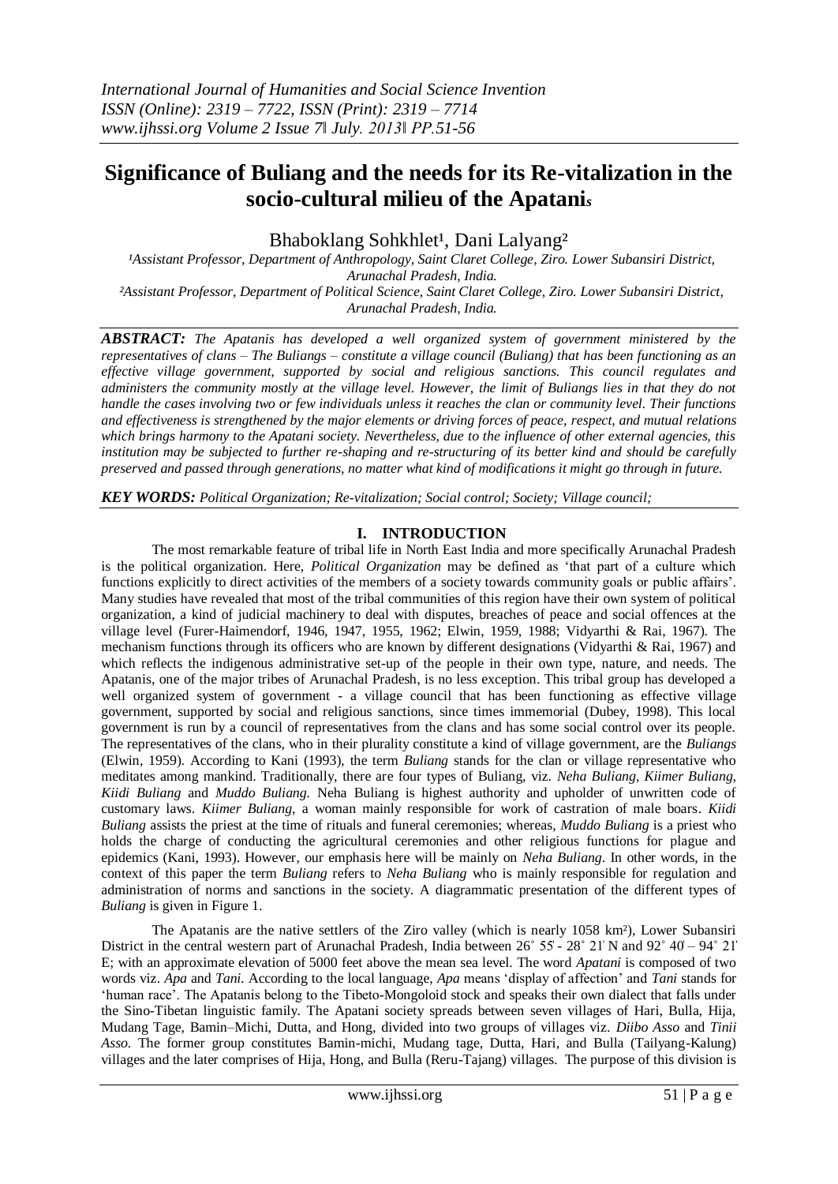# Significance of Buliang and the needs for its Re-vitalization in the socio-cultural milieu of the Apatanis

Bhaboklang Sohkhlet[1], Dani Lalyang[2]

[1]Assistant Professor, Department of Anthropology, Saint Claret College, Ziro. Lower Subansiri District, Arunachal Pradesh, India.

[2]Assistant Professor, Department of Political Science, Saint Claret College, Ziro. Lower Subansiri District, Arunachal Pradesh, India.

***ABSTRACT:*** *The Apatanis has developed a well organized system of government ministered by the representatives of clans – The Buliangs – constitute a village council (Buliang) that has been functioning as an effective village government, supported by social and religious sanctions. This council regulates and administers the community mostly at the village level. However, the limit of Buliangs lies in that they do not handle the cases involving two or few individuals unless it reaches the clan or community level. Their functions and effectiveness is strengthened by the major elements or driving forces of peace, respect, and mutual relations which brings harmony to the Apatani society. Nevertheless, due to the influence of other external agencies, this institution may be subjected to further re-shaping and re-structuring of its better kind and should be carefully preserved and passed through generations, no matter what kind of modifications it might go through in future.*

***KEY WORDS:*** *Political Organization; Re-vitalization; Social control; Society; Village council;*

## I. INTRODUCTION

The most remarkable feature of tribal life in North East India and more specifically Arunachal Pradesh is the political organization. Here, *Political Organization* may be defined as 'that part of a culture which functions explicitly to direct activities of the members of a society towards community goals or public affairs'. Many studies have revealed that most of the tribal communities of this region have their own system of political organization, a kind of judicial machinery to deal with disputes, breaches of peace and social offences at the village level (Furer-Haimendorf, 1946, 1947, 1955, 1962; Elwin, 1959, 1988; Vidyarthi & Rai, 1967). The mechanism functions through its officers who are known by different designations (Vidyarthi & Rai, 1967) and which reflects the indigenous administrative set-up of the people in their own type, nature, and needs. The Apatanis, one of the major tribes of Arunachal Pradesh, is no less exception. This tribal group has developed a well organized system of government - a village council that has been functioning as effective village government, supported by social and religious sanctions, since times immemorial (Dubey, 1998). This local government is run by a council of representatives from the clans and has some social control over its people. The representatives of the clans, who in their plurality constitute a kind of village government, are the *Buliangs* (Elwin, 1959). According to Kani (1993), the term *Buliang* stands for the clan or village representative who meditates among mankind. Traditionally, there are four types of Buliang, viz. *Neha Buliang, Kiimer Buliang, Kiidi Buliang* and *Muddo Buliang.* Neha Buliang is highest authority and upholder of unwritten code of customary laws. *Kiimer Buliang*, a woman mainly responsible for work of castration of male boars. *Kiidi Buliang* assists the priest at the time of rituals and funeral ceremonies; whereas, *Muddo Buliang* is a priest who holds the charge of conducting the agricultural ceremonies and other religious functions for plague and epidemics (Kani, 1993). However, our emphasis here will be mainly on *Neha Buliang*. In other words, in the context of this paper the term *Buliang* refers to *Neha Buliang* who is mainly responsible for regulation and administration of norms and sanctions in the society. A diagrammatic presentation of the different types of *Buliang* is given in Figure 1.

The Apatanis are the native settlers of the Ziro valley (which is nearly 1058 km²), Lower Subansiri District in the central western part of Arunachal Pradesh, India between 26˚ 55' - 28˚ 21' N and 92˚ 40' – 94˚ 21' E; with an approximate elevation of 5000 feet above the mean sea level. The word *Apatani* is composed of two words viz. *Apa* and *Tani*. According to the local language, *Apa* means 'display of affection' and *Tani* stands for 'human race'. The Apatanis belong to the Tibeto-Mongoloid stock and speaks their own dialect that falls under the Sino-Tibetan linguistic family. The Apatani society spreads between seven villages of Hari, Bulla, Hija, Mudang Tage, Bamin–Michi, Dutta, and Hong, divided into two groups of villages viz. *Diibo Asso* and *Tinii Asso*. The former group constitutes Bamin-michi, Mudang tage, Dutta, Hari, and Bulla (Tailyang-Kalung) villages and the later comprises of Hija, Hong, and Bulla (Reru-Tajang) villages. The purpose of this division is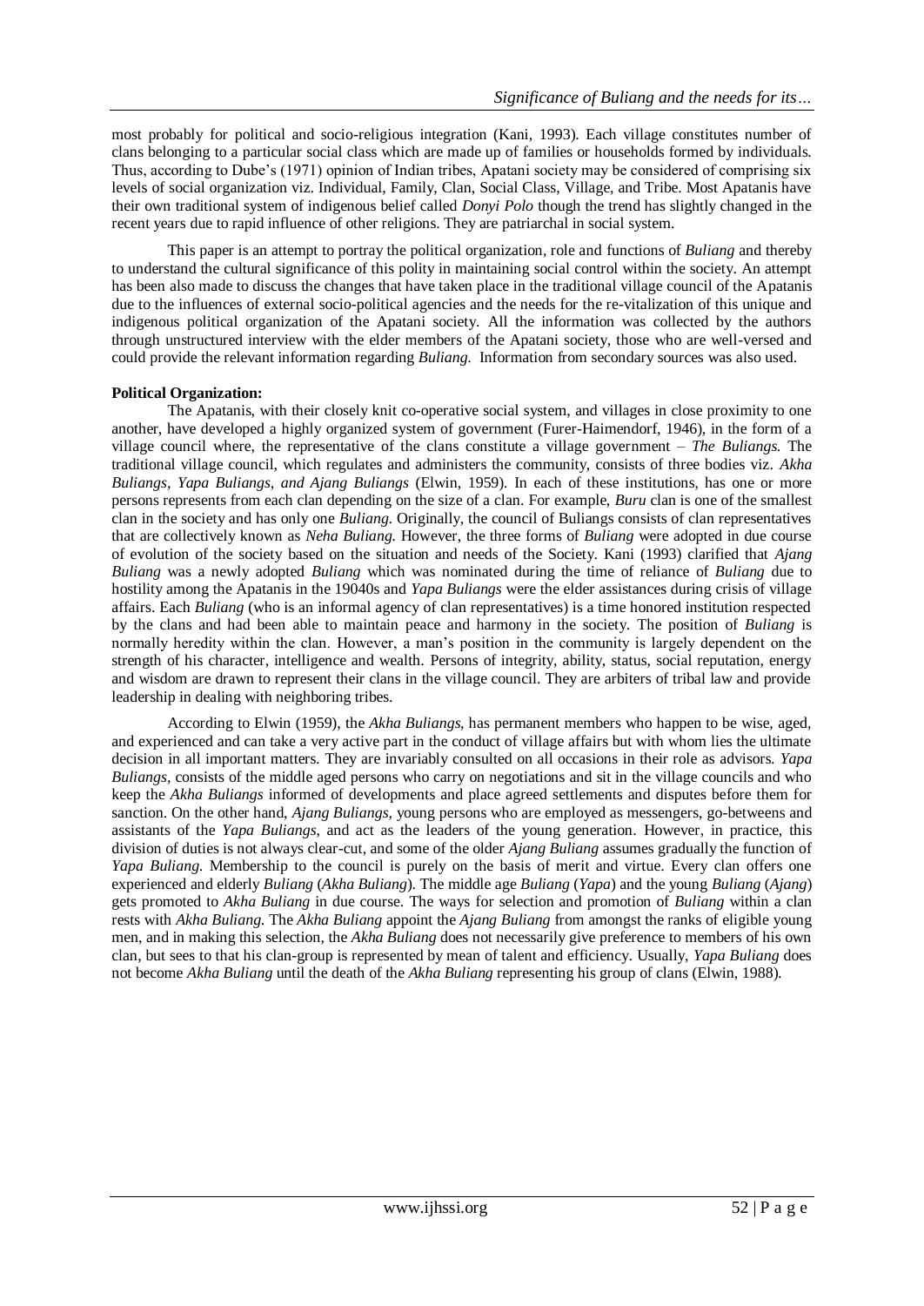most probably for political and socio-religious integration (Kani, 1993). Each village constitutes number of clans belonging to a particular social class which are made up of families or households formed by individuals. Thus, according to Dube's (1971) opinion of Indian tribes, Apatani society may be considered of comprising six levels of social organization viz. Individual, Family, Clan, Social Class, Village, and Tribe. Most Apatanis have their own traditional system of indigenous belief called *Donyi Polo* though the trend has slightly changed in the recent years due to rapid influence of other religions. They are patriarchal in social system.

This paper is an attempt to portray the political organization, role and functions of *Buliang* and thereby to understand the cultural significance of this polity in maintaining social control within the society. An attempt has been also made to discuss the changes that have taken place in the traditional village council of the Apatanis due to the influences of external socio-political agencies and the needs for the re-vitalization of this unique and indigenous political organization of the Apatani society. All the information was collected by the authors through unstructured interview with the elder members of the Apatani society, those who are well-versed and could provide the relevant information regarding *Buliang.* Information from secondary sources was also used.

**Political Organization:**

The Apatanis, with their closely knit co-operative social system, and villages in close proximity to one another, have developed a highly organized system of government (Furer-Haimendorf, 1946), in the form of a village council where, the representative of the clans constitute a village government – *The Buliangs.* The traditional village council, which regulates and administers the community, consists of three bodies viz. *Akha Buliangs, Yapa Buliangs, and Ajang Buliangs* (Elwin, 1959). In each of these institutions, has one or more persons represents from each clan depending on the size of a clan. For example, *Buru* clan is one of the smallest clan in the society and has only one *Buliang.* Originally, the council of Buliangs consists of clan representatives that are collectively known as *Neha Buliang.* However, the three forms of *Buliang* were adopted in due course of evolution of the society based on the situation and needs of the Society. Kani (1993) clarified that *Ajang Buliang* was a newly adopted *Buliang* which was nominated during the time of reliance of *Buliang* due to hostility among the Apatanis in the 19040s and *Yapa Buliangs* were the elder assistances during crisis of village affairs. Each *Buliang* (who is an informal agency of clan representatives) is a time honored institution respected by the clans and had been able to maintain peace and harmony in the society. The position of *Buliang* is normally heredity within the clan. However, a man's position in the community is largely dependent on the strength of his character, intelligence and wealth. Persons of integrity, ability, status, social reputation, energy and wisdom are drawn to represent their clans in the village council. They are arbiters of tribal law and provide leadership in dealing with neighboring tribes.

According to Elwin (1959), the *Akha Buliangs*, has permanent members who happen to be wise, aged, and experienced and can take a very active part in the conduct of village affairs but with whom lies the ultimate decision in all important matters. They are invariably consulted on all occasions in their role as advisors. *Yapa Buliangs*, consists of the middle aged persons who carry on negotiations and sit in the village councils and who keep the *Akha Buliangs* informed of developments and place agreed settlements and disputes before them for sanction. On the other hand, *Ajang Buliangs,* young persons who are employed as messengers, go-betweens and assistants of the *Yapa Buliangs*, and act as the leaders of the young generation. However, in practice, this division of duties is not always clear-cut, and some of the older *Ajang Buliang* assumes gradually the function of *Yapa Buliang.* Membership to the council is purely on the basis of merit and virtue. Every clan offers one experienced and elderly *Buliang* (*Akha Buliang*). The middle age *Buliang* (*Yapa*) and the young *Buliang* (*Ajang*) gets promoted to *Akha Buliang* in due course. The ways for selection and promotion of *Buliang* within a clan rests with *Akha Buliang*. The *Akha Buliang* appoint the *Ajang Buliang* from amongst the ranks of eligible young men, and in making this selection, the *Akha Buliang* does not necessarily give preference to members of his own clan, but sees to that his clan-group is represented by mean of talent and efficiency. Usually, *Yapa Buliang* does not become *Akha Buliang* until the death of the *Akha Buliang* representing his group of clans (Elwin, 1988).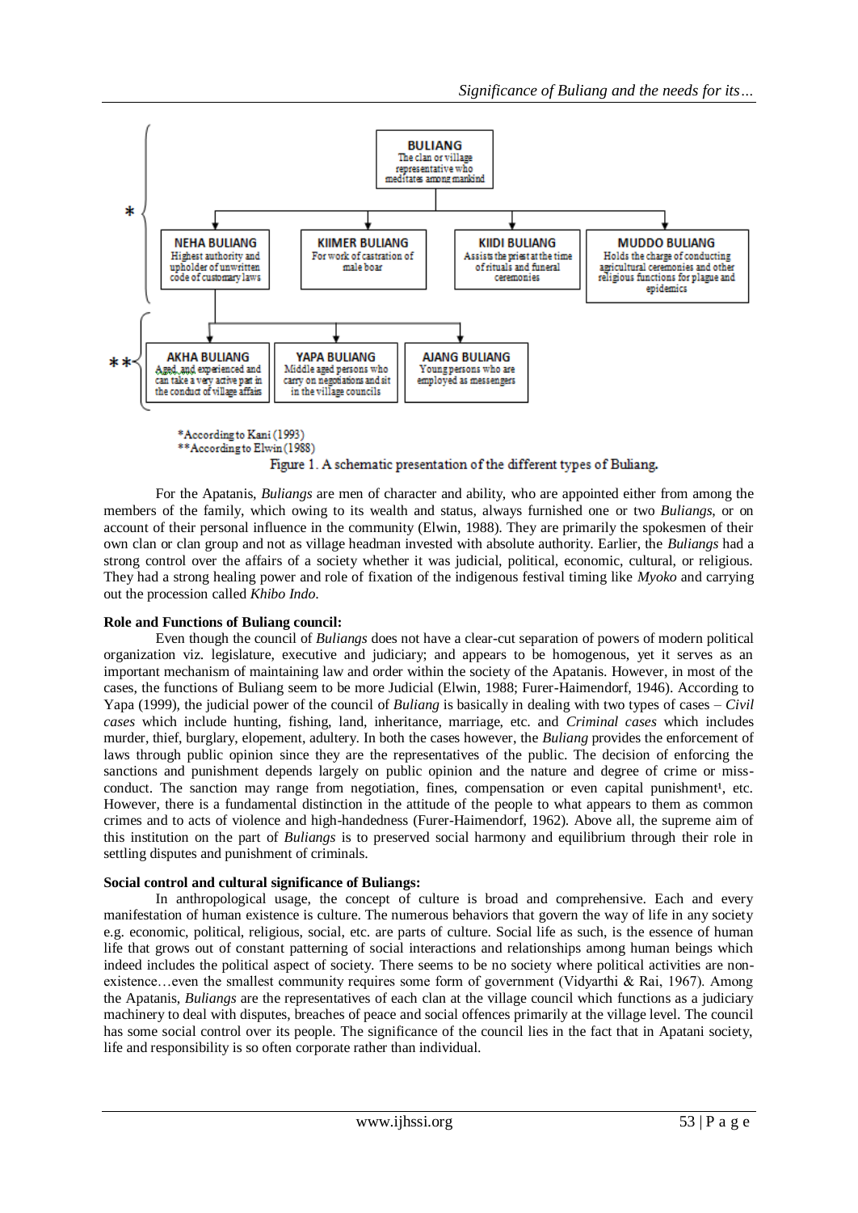**BULIANG**
The clan or village representative who meditates among mankind

*

| NEHA BULIANG | KIIMER BULIANG | KIIDI BULIANG | MUDDO BULIANG |
|---|---|---|---|
| Highest authority and upholder of unwritten code of customary laws | For work of castration of male boar | Assists the priest at the time of rituals and funeral ceremonies | Holds the charge of conducting agricultural ceremonies and other religious functions for plague and epidemics |

**

| AKHA BULIANG | YAPA BULIANG | AJANG BULIANG |
|---|---|---|
| Aged and experienced and can take a very active part in the conduct of village affairs | Middle aged persons who carry on negotiations and sit in the village councils | Young persons who are employed as messengers |

*According to Kani (1993)
**According to Elwin (1988)

Figure 1. A schematic presentation of the different types of Buliang.

For the Apatanis, *Buliangs* are men of character and ability, who are appointed either from among the members of the family, which owing to its wealth and status, always furnished one or two *Buliangs*, or on account of their personal influence in the community (Elwin, 1988). They are primarily the spokesmen of their own clan or clan group and not as village headman invested with absolute authority. Earlier, the *Buliangs* had a strong control over the affairs of a society whether it was judicial, political, economic, cultural, or religious. They had a strong healing power and role of fixation of the indigenous festival timing like *Myoko* and carrying out the procession called *Khibo Indo*.

**Role and Functions of Buliang council:**

Even though the council of *Buliangs* does not have a clear-cut separation of powers of modern political organization viz. legislature, executive and judiciary; and appears to be homogenous, yet it serves as an important mechanism of maintaining law and order within the society of the Apatanis. However, in most of the cases, the functions of Buliang seem to be more Judicial (Elwin, 1988; Furer-Haimendorf, 1946). According to Yapa (1999), the judicial power of the council of *Buliang* is basically in dealing with two types of cases – *Civil cases* which include hunting, fishing, land, inheritance, marriage, etc. and *Criminal cases* which includes murder, thief, burglary, elopement, adultery. In both the cases however, the *Buliang* provides the enforcement of laws through public opinion since they are the representatives of the public. The decision of enforcing the sanctions and punishment depends largely on public opinion and the nature and degree of crime or miss-conduct. The sanction may range from negotiation, fines, compensation or even capital punishment[1], etc. However, there is a fundamental distinction in the attitude of the people to what appears to them as common crimes and to acts of violence and high-handedness (Furer-Haimendorf, 1962). Above all, the supreme aim of this institution on the part of *Buliangs* is to preserved social harmony and equilibrium through their role in settling disputes and punishment of criminals.

**Social control and cultural significance of Buliangs:**

In anthropological usage, the concept of culture is broad and comprehensive. Each and every manifestation of human existence is culture. The numerous behaviors that govern the way of life in any society e.g. economic, political, religious, social, etc. are parts of culture. Social life as such, is the essence of human life that grows out of constant patterning of social interactions and relationships among human beings which indeed includes the political aspect of society. There seems to be no society where political activities are non-existence…even the smallest community requires some form of government (Vidyarthi & Rai, 1967). Among the Apatanis, *Buliangs* are the representatives of each clan at the village council which functions as a judiciary machinery to deal with disputes, breaches of peace and social offences primarily at the village level. The council has some social control over its people. The significance of the council lies in the fact that in Apatani society, life and responsibility is so often corporate rather than individual.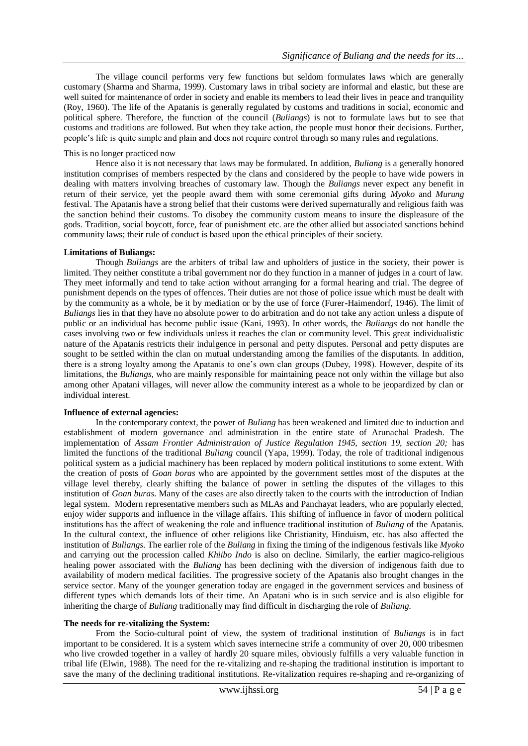The village council performs very few functions but seldom formulates laws which are generally customary (Sharma and Sharma, 1999). Customary laws in tribal society are informal and elastic, but these are well suited for maintenance of order in society and enable its members to lead their lives in peace and tranquility (Roy, 1960). The life of the Apatanis is generally regulated by customs and traditions in social, economic and political sphere. Therefore, the function of the council (*Buliangs*) is not to formulate laws but to see that customs and traditions are followed. But when they take action, the people must honor their decisions. Further, people's life is quite simple and plain and does not require control through so many rules and regulations.

This is no longer practiced now

Hence also it is not necessary that laws may be formulated. In addition, *Buliang* is a generally honored institution comprises of members respected by the clans and considered by the people to have wide powers in dealing with matters involving breaches of customary law. Though the *Buliangs* never expect any benefit in return of their service, yet the people award them with some ceremonial gifts during *Myoko* and *Murung* festival. The Apatanis have a strong belief that their customs were derived supernaturally and religious faith was the sanction behind their customs. To disobey the community custom means to insure the displeasure of the gods. Tradition, social boycott, force, fear of punishment etc. are the other allied but associated sanctions behind community laws; their rule of conduct is based upon the ethical principles of their society.

**Limitations of Buliangs:**

Though *Buliangs* are the arbiters of tribal law and upholders of justice in the society, their power is limited. They neither constitute a tribal government nor do they function in a manner of judges in a court of law. They meet informally and tend to take action without arranging for a formal hearing and trial. The degree of punishment depends on the types of offences. Their duties are not those of police issue which must be dealt with by the community as a whole, be it by mediation or by the use of force (Furer-Haimendorf, 1946). The limit of *Buliangs* lies in that they have no absolute power to do arbitration and do not take any action unless a dispute of public or an individual has become public issue (Kani, 1993). In other words, the *Buliangs* do not handle the cases involving two or few individuals unless it reaches the clan or community level. This great individualistic nature of the Apatanis restricts their indulgence in personal and petty disputes. Personal and petty disputes are sought to be settled within the clan on mutual understanding among the families of the disputants. In addition, there is a strong loyalty among the Apatanis to one's own clan groups (Dubey, 1998). However, despite of its limitations, the *Buliangs*, who are mainly responsible for maintaining peace not only within the village but also among other Apatani villages, will never allow the community interest as a whole to be jeopardized by clan or individual interest.

**Influence of external agencies:**

In the contemporary context, the power of *Buliang* has been weakened and limited due to induction and establishment of modern governance and administration in the entire state of Arunachal Pradesh. The implementation of *Assam Frontier Administration of Justice Regulation 1945, section 19, section 20;* has limited the functions of the traditional *Buliang* council (Yapa, 1999). Today, the role of traditional indigenous political system as a judicial machinery has been replaced by modern political institutions to some extent. With the creation of posts of *Goan boras* who are appointed by the government settles most of the disputes at the village level thereby, clearly shifting the balance of power in settling the disputes of the villages to this institution of *Goan buras*. Many of the cases are also directly taken to the courts with the introduction of Indian legal system. Modern representative members such as MLAs and Panchayat leaders, who are popularly elected, enjoy wider supports and influence in the village affairs. This shifting of influence in favor of modern political institutions has the affect of weakening the role and influence traditional institution of *Buliang* of the Apatanis. In the cultural context, the influence of other religions like Christianity, Hinduism, etc. has also affected the institution of *Buliangs*. The earlier role of the *Buliang* in fixing the timing of the indigenous festivals like *Myoko* and carrying out the procession called *Khiibo Indo* is also on decline. Similarly, the earlier magico-religious healing power associated with the *Buliang* has been declining with the diversion of indigenous faith due to availability of modern medical facilities. The progressive society of the Apatanis also brought changes in the service sector. Many of the younger generation today are engaged in the government services and business of different types which demands lots of their time. An Apatani who is in such service and is also eligible for inheriting the charge of *Buliang* traditionally may find difficult in discharging the role of *Buliang*.

**The needs for re-vitalizing the System:**

From the Socio-cultural point of view, the system of traditional institution of *Buliangs* is in fact important to be considered. It is a system which saves internecine strife a community of over 20, 000 tribesmen who live crowded together in a valley of hardly 20 square miles, obviously fulfills a very valuable function in tribal life (Elwin, 1988). The need for the re-vitalizing and re-shaping the traditional institution is important to save the many of the declining traditional institutions. Re-vitalization requires re-shaping and re-organizing of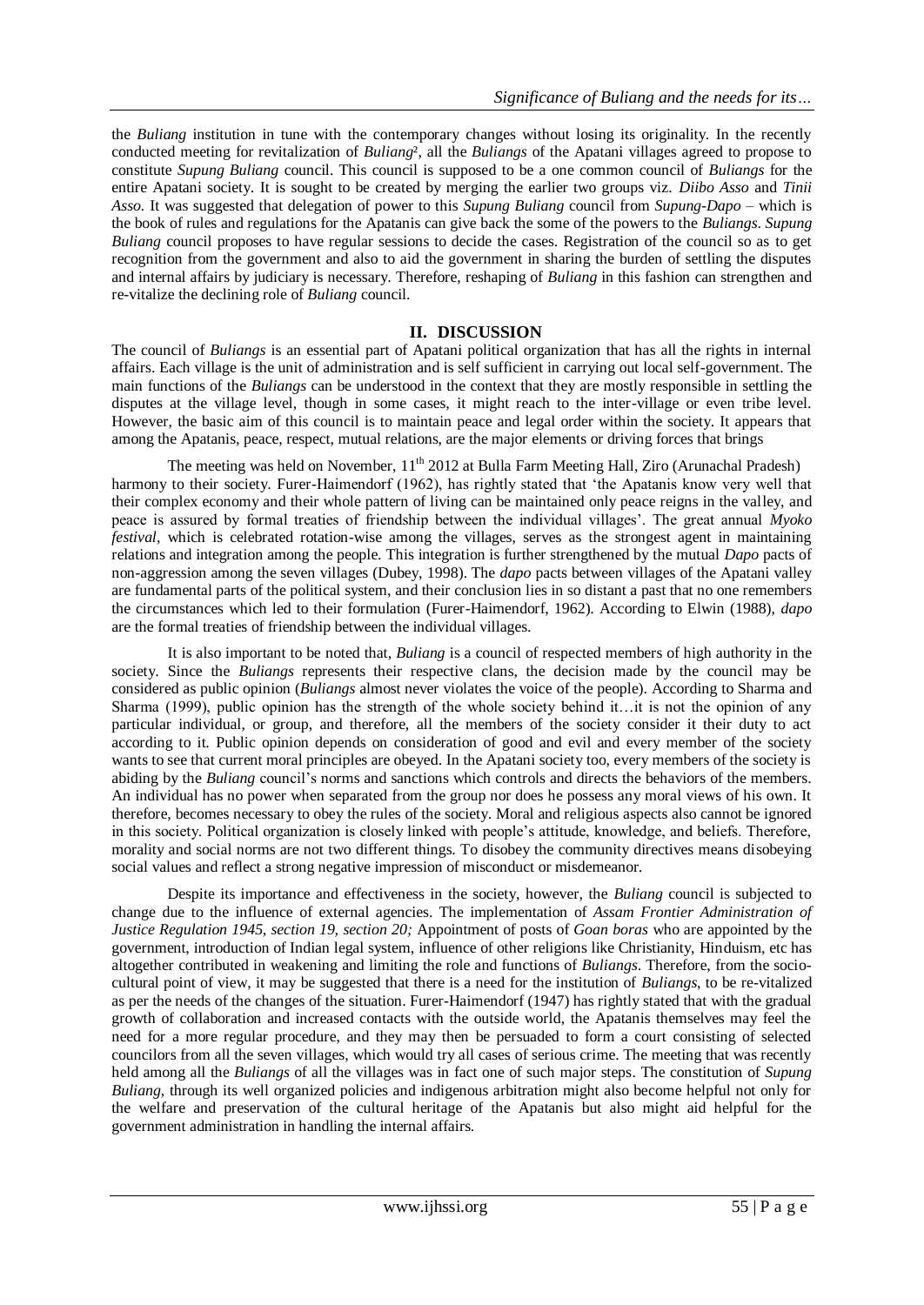the *Buliang* institution in tune with the contemporary changes without losing its originality. In the recently conducted meeting for revitalization of *Buliang*[2], all the *Buliangs* of the Apatani villages agreed to propose to constitute *Supung Buliang* council. This council is supposed to be a one common council of *Buliangs* for the entire Apatani society. It is sought to be created by merging the earlier two groups viz. *Diibo Asso* and *Tinii Asso.* It was suggested that delegation of power to this *Supung Buliang* council from *Supung-Dapo* – which is the book of rules and regulations for the Apatanis can give back the some of the powers to the *Buliangs*. *Supung Buliang* council proposes to have regular sessions to decide the cases. Registration of the council so as to get recognition from the government and also to aid the government in sharing the burden of settling the disputes and internal affairs by judiciary is necessary. Therefore, reshaping of *Buliang* in this fashion can strengthen and re-vitalize the declining role of *Buliang* council.

## II. DISCUSSION

The council of *Buliangs* is an essential part of Apatani political organization that has all the rights in internal affairs. Each village is the unit of administration and is self sufficient in carrying out local self-government. The main functions of the *Buliangs* can be understood in the context that they are mostly responsible in settling the disputes at the village level, though in some cases, it might reach to the inter-village or even tribe level. However, the basic aim of this council is to maintain peace and legal order within the society. It appears that among the Apatanis, peace, respect, mutual relations, are the major elements or driving forces that brings harmony to their society. Furer-Haimendorf (1962), has rightly stated that 'the Apatanis know very well that their complex economy and their whole pattern of living can be maintained only peace reigns in the valley, and peace is assured by formal treaties of friendship between the individual villages'. The great annual *Myoko festival*, which is celebrated rotation-wise among the villages, serves as the strongest agent in maintaining relations and integration among the people. This integration is further strengthened by the mutual *Dapo* pacts of non-aggression among the seven villages (Dubey, 1998). The *dapo* pacts between villages of the Apatani valley are fundamental parts of the political system, and their conclusion lies in so distant a past that no one remembers the circumstances which led to their formulation (Furer-Haimendorf, 1962). According to Elwin (1988), *dapo* are the formal treaties of friendship between the individual villages.

It is also important to be noted that, *Buliang* is a council of respected members of high authority in the society. Since the *Buliangs* represents their respective clans, the decision made by the council may be considered as public opinion (*Buliangs* almost never violates the voice of the people). According to Sharma and Sharma (1999), public opinion has the strength of the whole society behind it…it is not the opinion of any particular individual, or group, and therefore, all the members of the society consider it their duty to act according to it. Public opinion depends on consideration of good and evil and every member of the society wants to see that current moral principles are obeyed. In the Apatani society too, every members of the society is abiding by the *Buliang* council's norms and sanctions which controls and directs the behaviors of the members. An individual has no power when separated from the group nor does he possess any moral views of his own. It therefore, becomes necessary to obey the rules of the society. Moral and religious aspects also cannot be ignored in this society. Political organization is closely linked with people's attitude, knowledge, and beliefs. Therefore, morality and social norms are not two different things. To disobey the community directives means disobeying social values and reflect a strong negative impression of misconduct or misdemeanor.

Despite its importance and effectiveness in the society, however, the *Buliang* council is subjected to change due to the influence of external agencies. The implementation of *Assam Frontier Administration of Justice Regulation 1945, section 19, section 20;* Appointment of posts of *Goan boras* who are appointed by the government, introduction of Indian legal system, influence of other religions like Christianity, Hinduism, etc has altogether contributed in weakening and limiting the role and functions of *Buliangs*. Therefore, from the socio-cultural point of view, it may be suggested that there is a need for the institution of *Buliangs*, to be re-vitalized as per the needs of the changes of the situation. Furer-Haimendorf (1947) has rightly stated that with the gradual growth of collaboration and increased contacts with the outside world, the Apatanis themselves may feel the need for a more regular procedure, and they may then be persuaded to form a court consisting of selected councilors from all the seven villages, which would try all cases of serious crime. The meeting that was recently held among all the *Buliangs* of all the villages was in fact one of such major steps. The constitution of *Supung Buliang,* through its well organized policies and indigenous arbitration might also become helpful not only for the welfare and preservation of the cultural heritage of the Apatanis but also might aid helpful for the government administration in handling the internal affairs.

---

[2] The meeting was held on November, 11th 2012 at Bulla Farm Meeting Hall, Ziro (Arunachal Pradesh)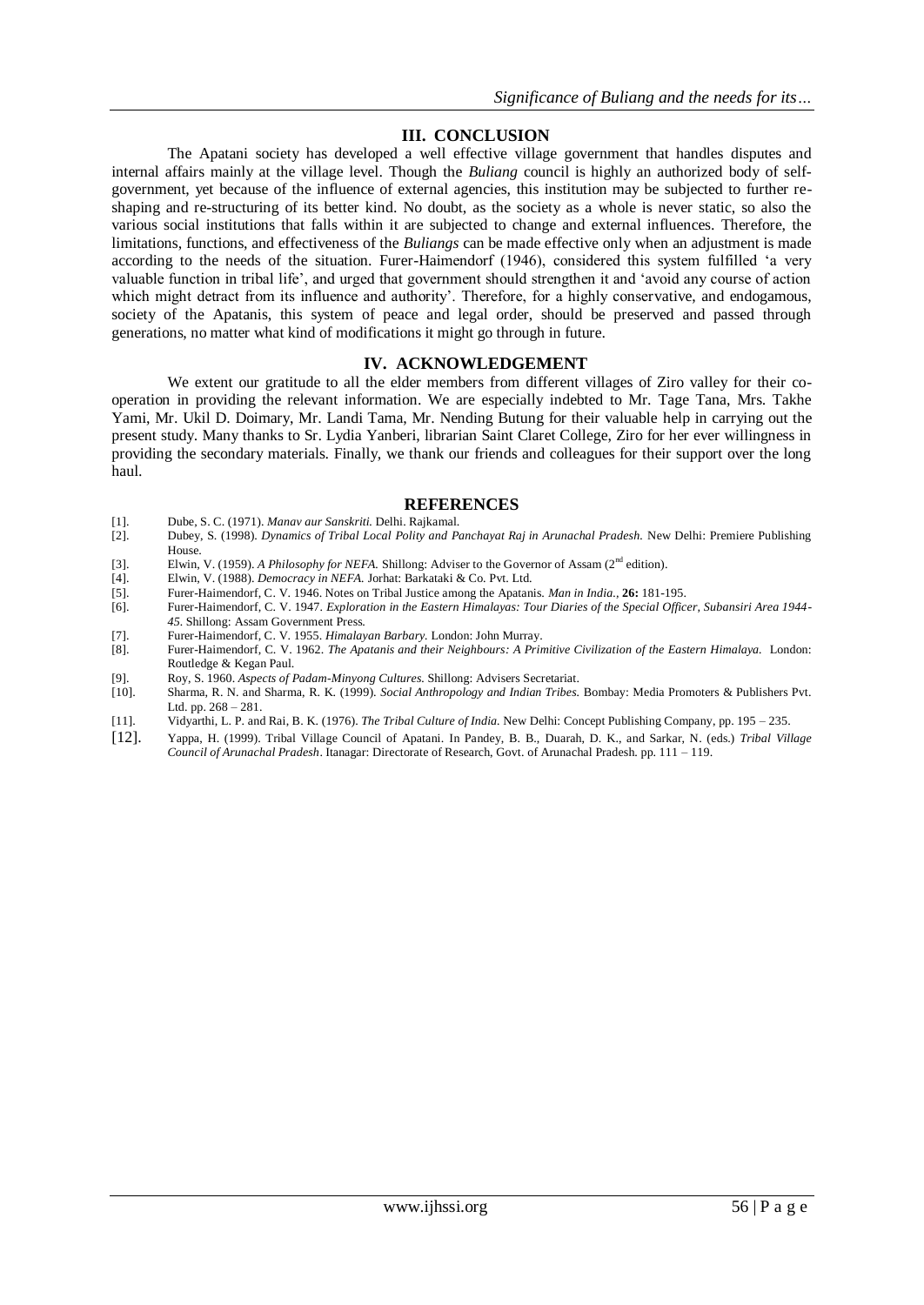## III. CONCLUSION

The Apatani society has developed a well effective village government that handles disputes and internal affairs mainly at the village level. Though the *Buliang* council is highly an authorized body of self-government, yet because of the influence of external agencies, this institution may be subjected to further re-shaping and re-structuring of its better kind. No doubt, as the society as a whole is never static, so also the various social institutions that falls within it are subjected to change and external influences. Therefore, the limitations, functions, and effectiveness of the *Buliangs* can be made effective only when an adjustment is made according to the needs of the situation. Furer-Haimendorf (1946), considered this system fulfilled 'a very valuable function in tribal life', and urged that government should strengthen it and 'avoid any course of action which might detract from its influence and authority'. Therefore, for a highly conservative, and endogamous, society of the Apatanis, this system of peace and legal order, should be preserved and passed through generations, no matter what kind of modifications it might go through in future.

## IV. ACKNOWLEDGEMENT

We extent our gratitude to all the elder members from different villages of Ziro valley for their co-operation in providing the relevant information. We are especially indebted to Mr. Tage Tana, Mrs. Takhe Yami, Mr. Ukil D. Doimary, Mr. Landi Tama, Mr. Nending Butung for their valuable help in carrying out the present study. Many thanks to Sr. Lydia Yanberi, librarian Saint Claret College, Ziro for her ever willingness in providing the secondary materials. Finally, we thank our friends and colleagues for their support over the long haul.

## REFERENCES

[1]. Dube, S. C. (1971). *Manav aur Sanskriti.* Delhi. Rajkamal.

[2]. Dubey, S. (1998). *Dynamics of Tribal Local Polity and Panchayat Raj in Arunachal Pradesh.* New Delhi: Premiere Publishing House.

[3]. Elwin, V. (1959). *A Philosophy for NEFA.* Shillong: Adviser to the Governor of Assam (2nd edition).

[4]. Elwin, V. (1988). *Democracy in NEFA.* Jorhat: Barkataki & Co. Pvt. Ltd.

[5]. Furer-Haimendorf, C. V. 1946. Notes on Tribal Justice among the Apatanis. *Man in India.,* **26:** 181-195.

[6]. Furer-Haimendorf, C. V. 1947. *Exploration in the Eastern Himalayas: Tour Diaries of the Special Officer, Subansiri Area 1944-45.* Shillong: Assam Government Press.

[7]. Furer-Haimendorf, C. V. 1955. *Himalayan Barbary.* London: John Murray.

[8]. Furer-Haimendorf, C. V. 1962. *The Apatanis and their Neighbours: A Primitive Civilization of the Eastern Himalaya.* London: Routledge & Kegan Paul.

[9]. Roy, S. 1960. *Aspects of Padam-Minyong Cultures.* Shillong: Advisers Secretariat.

[10]. Sharma, R. N. and Sharma, R. K. (1999). *Social Anthropology and Indian Tribes.* Bombay: Media Promoters & Publishers Pvt. Ltd. pp. 268 – 281.

[11]. Vidyarthi, L. P. and Rai, B. K. (1976). *The Tribal Culture of India.* New Delhi: Concept Publishing Company, pp. 195 – 235.

[12]. Yappa, H. (1999). Tribal Village Council of Apatani. In Pandey, B. B., Duarah, D. K., and Sarkar, N. (eds.) *Tribal Village Council of Arunachal Pradesh*. Itanagar: Directorate of Research, Govt. of Arunachal Pradesh. pp. 111 – 119.